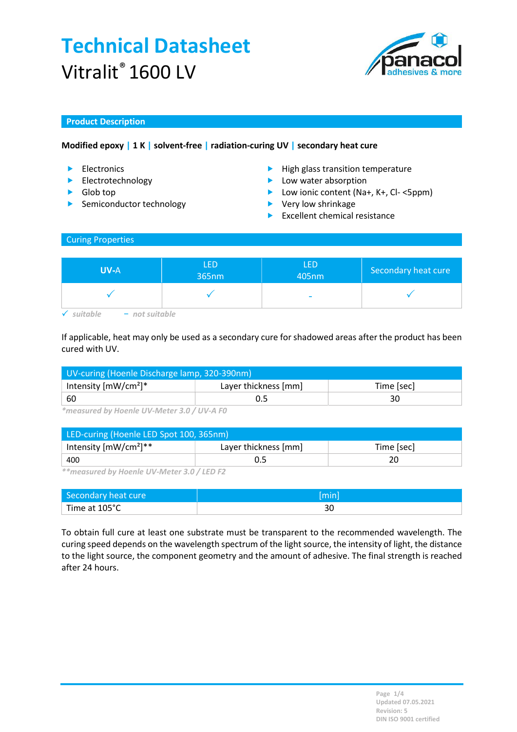# Technical Datasheet

Vitralit® 1600 LV

## Product Description

**Modified epoxy | 1 K | solvent-free | radiation-curing UV | secondary heat cure**

- Electronics
- Electrotechnology
- Glob top
- Semiconductor technology
- High glass transition temperature
- Low water absorption
- Low ionic content (Na+, K+, Cl- <5ppm)
- Very low shrinkage
- Excellent chemical resistance

## Curing Properties

| UV-A | LED 365nm | LED 405nm | Secondary heat cure |
|---|---|---|---|
| ✓ | ✓ | - | ✓ |

✓ *suitable* – *not suitable*

If applicable, heat may only be used as a secondary cure for shadowed areas after the product has been cured with UV.

| UV-curing (Hoenle Discharge lamp, 320-390nm) | | |
|---|---|---|
| Intensity [mW/cm²]* | Layer thickness [mm] | Time [sec] |
| 60 | 0.5 | 30 |

*\*measured by Hoenle UV-Meter 3.0 / UV-A F0*

| LED-curing (Hoenle LED Spot 100, 365nm) | | |
|---|---|---|
| Intensity [mW/cm²]** | Layer thickness [mm] | Time [sec] |
| 400 | 0.5 | 20 |

*\*\*measured by Hoenle UV-Meter 3.0 / LED F2*

| Secondary heat cure | [min] |
|---|---|
| Time at 105°C | 30 |

To obtain full cure at least one substrate must be transparent to the recommended wavelength. The curing speed depends on the wavelength spectrum of the light source, the intensity of light, the distance to the light source, the component geometry and the amount of adhesive. The final strength is reached after 24 hours.

Updated 07.05.2021
Revision: 5
DIN ISO 9001 certified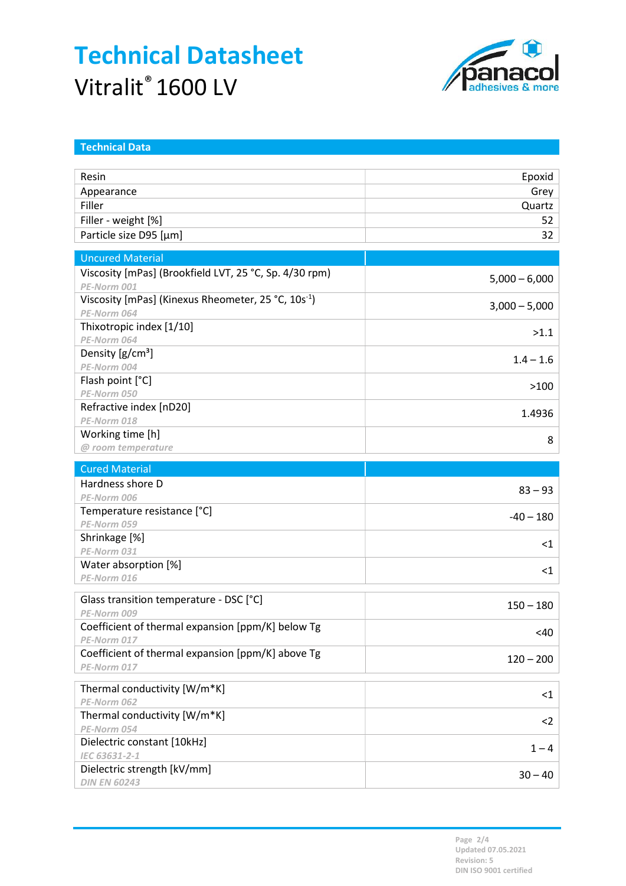# Technical Datasheet

Vitralit® 1600 LV

## Technical Data

| | |
|---|---:|
| Resin | Epoxid |
| Appearance | Grey |
| Filler | Quartz |
| Filler - weight [%] | 52 |
| Particle size D95 [µm] | 32 |

| Uncured Material | |
|---|---:|
| Viscosity [mPas] (Brookfield LVT, 25 °C, Sp. 4/30 rpm) *PE-Norm 001* | 5,000 – 6,000 |
| Viscosity [mPas] (Kinexus Rheometer, 25 °C, $10s^{-1}$) *PE-Norm 064* | 3,000 – 5,000 |
| Thixotropic index [1/10] *PE-Norm 064* | >1.1 |
| Density [g/cm³] *PE-Norm 004* | 1.4 – 1.6 |
| Flash point [°C] *PE-Norm 050* | >100 |
| Refractive index [nD20] *PE-Norm 018* | 1.4936 |
| Working time [h] *@ room temperature* | 8 |

| Cured Material | |
|---|---:|
| Hardness shore D *PE-Norm 006* | 83 – 93 |
| Temperature resistance [°C] *PE-Norm 059* | -40 – 180 |
| Shrinkage [%] *PE-Norm 031* | <1 |
| Water absorption [%] *PE-Norm 016* | <1 |

| | |
|---|---:|
| Glass transition temperature - DSC [°C] *PE-Norm 009* | 150 – 180 |
| Coefficient of thermal expansion [ppm/K] below Tg *PE-Norm 017* | <40 |
| Coefficient of thermal expansion [ppm/K] above Tg *PE-Norm 017* | 120 – 200 |

| | |
|---|---:|
| Thermal conductivity [W/m*K] *PE-Norm 062* | <1 |
| Thermal conductivity [W/m*K] *PE-Norm 054* | <2 |
| Dielectric constant [10kHz] *IEC 63631-2-1* | 1 – 4 |
| Dielectric strength [kV/mm] *DIN EN 60243* | 30 – 40 |

Updated 07.05.2021
Revision: 5
DIN ISO 9001 certified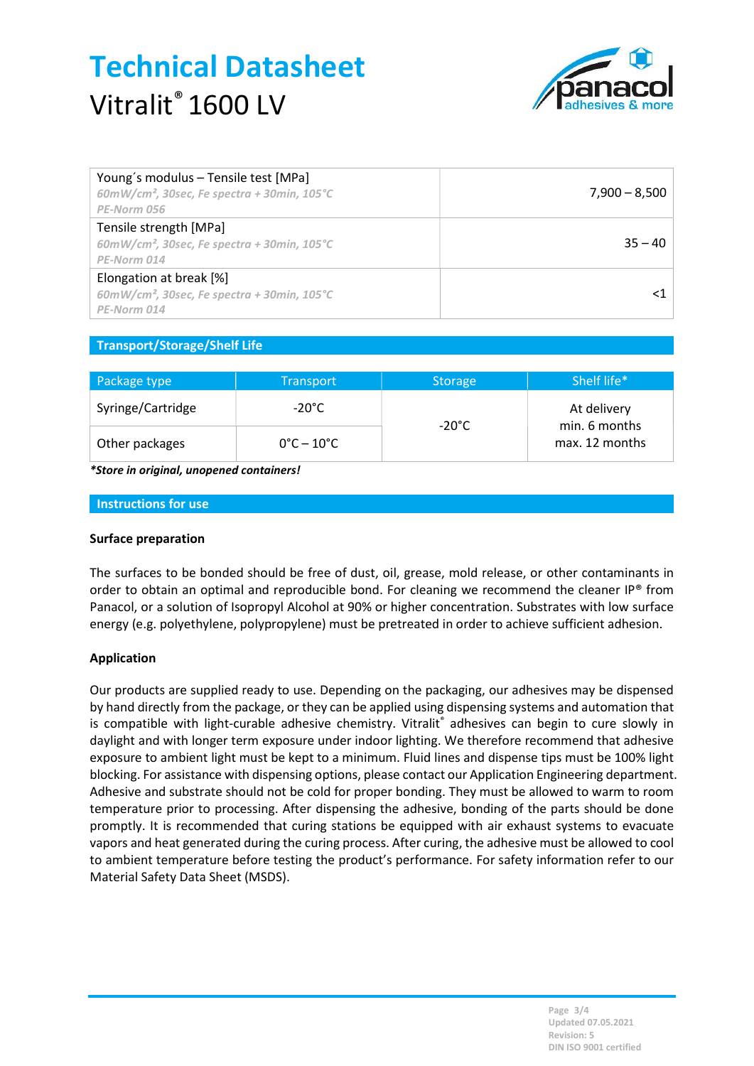# Technical Datasheet

Vitralit® 1600 LV

| | |
|---|---|
| Young´s modulus – Tensile test [MPa]<br>*60mW/cm², 30sec, Fe spectra + 30min, 105°C*<br>*PE-Norm 056* | 7,900 – 8,500 |
| Tensile strength [MPa]<br>*60mW/cm², 30sec, Fe spectra + 30min, 105°C*<br>*PE-Norm 014* | 35 – 40 |
| Elongation at break [%]<br>*60mW/cm², 30sec, Fe spectra + 30min, 105°C*<br>*PE-Norm 014* | <1 |

## Transport/Storage/Shelf Life

| Package type | Transport | Storage | Shelf life* |
|---|---|---|---|
| Syringe/Cartridge | -20°C | -20°C | At delivery min. 6 months max. 12 months |
| Other packages | 0°C – 10°C | | |

***Store in original, unopened containers!***

## Instructions for use

### Surface preparation

The surfaces to be bonded should be free of dust, oil, grease, mold release, or other contaminants in order to obtain an optimal and reproducible bond. For cleaning we recommend the cleaner IP® from Panacol, or a solution of Isopropyl Alcohol at 90% or higher concentration. Substrates with low surface energy (e.g. polyethylene, polypropylene) must be pretreated in order to achieve sufficient adhesion.

### Application

Our products are supplied ready to use. Depending on the packaging, our adhesives may be dispensed by hand directly from the package, or they can be applied using dispensing systems and automation that is compatible with light-curable adhesive chemistry. Vitralit® adhesives can begin to cure slowly in daylight and with longer term exposure under indoor lighting. We therefore recommend that adhesive exposure to ambient light must be kept to a minimum. Fluid lines and dispense tips must be 100% light blocking. For assistance with dispensing options, please contact our Application Engineering department. Adhesive and substrate should not be cold for proper bonding. They must be allowed to warm to room temperature prior to processing. After dispensing the adhesive, bonding of the parts should be done promptly. It is recommended that curing stations be equipped with air exhaust systems to evacuate vapors and heat generated during the curing process. After curing, the adhesive must be allowed to cool to ambient temperature before testing the product's performance. For safety information refer to our Material Safety Data Sheet (MSDS).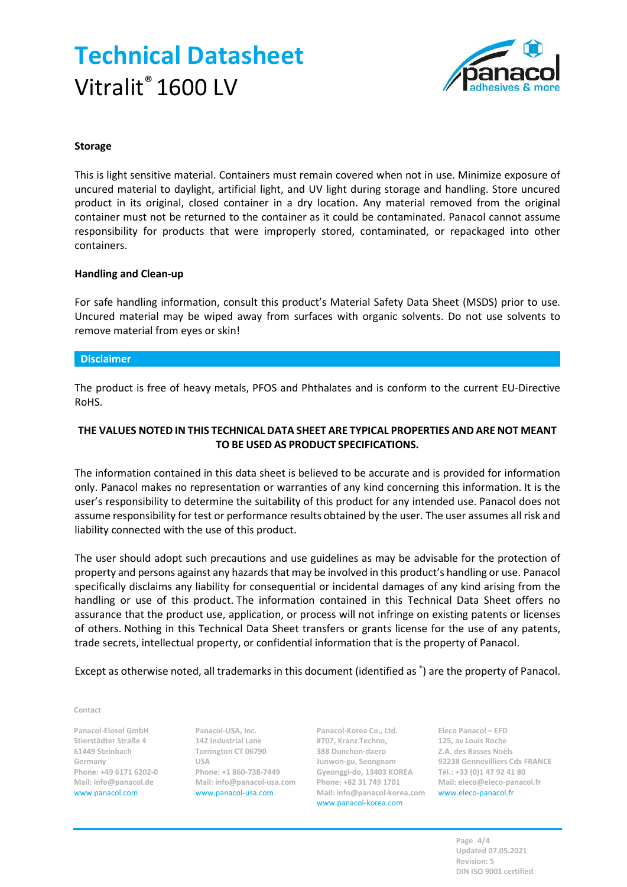## Storage

This is light sensitive material. Containers must remain covered when not in use. Minimize exposure of uncured material to daylight, artificial light, and UV light during storage and handling. Store uncured product in its original, closed container in a dry location. Any material removed from the original container must not be returned to the container as it could be contaminated. Panacol cannot assume responsibility for products that were improperly stored, contaminated, or repackaged into other containers.

## Handling and Clean-up

For safe handling information, consult this product's Material Safety Data Sheet (MSDS) prior to use. Uncured material may be wiped away from surfaces with organic solvents. Do not use solvents to remove material from eyes or skin!

## Disclaimer

The product is free of heavy metals, PFOS and Phthalates and is conform to the current EU-Directive RoHS.

**THE VALUES NOTED IN THIS TECHNICAL DATA SHEET ARE TYPICAL PROPERTIES AND ARE NOT MEANT TO BE USED AS PRODUCT SPECIFICATIONS.**

The information contained in this data sheet is believed to be accurate and is provided for information only. Panacol makes no representation or warranties of any kind concerning this information. It is the user's responsibility to determine the suitability of this product for any intended use. Panacol does not assume responsibility for test or performance results obtained by the user. The user assumes all risk and liability connected with the use of this product.

The user should adopt such precautions and use guidelines as may be advisable for the protection of property and persons against any hazards that may be involved in this product's handling or use. Panacol specifically disclaims any liability for consequential or incidental damages of any kind arising from the handling or use of this product. The information contained in this Technical Data Sheet offers no assurance that the product use, application, or process will not infringe on existing patents or licenses of others. Nothing in this Technical Data Sheet transfers or grants license for the use of any patents, trade secrets, intellectual property, or confidential information that is the property of Panacol.

Except as otherwise noted, all trademarks in this document (identified as ®) are the property of Panacol.

Contact

Panacol-Elosol GmbH
Stierstädter Straße 4
61449 Steinbach
Germany
Phone: +49 6171 6202-0
Mail: info@panacol.de
www.panacol.com

Panacol-USA, Inc.
142 Industrial Lane
Torrington CT 06790
USA
Phone: +1 860-738-7449
Mail: info@panacol-usa.com
www.panacol-usa.com

Panacol-Korea Co., Ltd.
#707, Kranz Techno,
388 Dunchon-daero
Junwon-gu, Seongnam
Gyeonggi-do, 13403 KOREA
Phone: +82 31 749 1701
Mail: info@panacol-korea.com
www.panacol-korea.com

Eleco Panacol – EFD
125, av Louis Roche
Z.A. des Basses Noëls
92238 Gennevilliers Cdx FRANCE
Tél.: +33 (0)1 47 92 41 80
Mail: eleco@eleco-panacol.fr
www.eleco-panacol.fr

Updated 07.05.2021
Revision: 5
DIN ISO 9001 certified